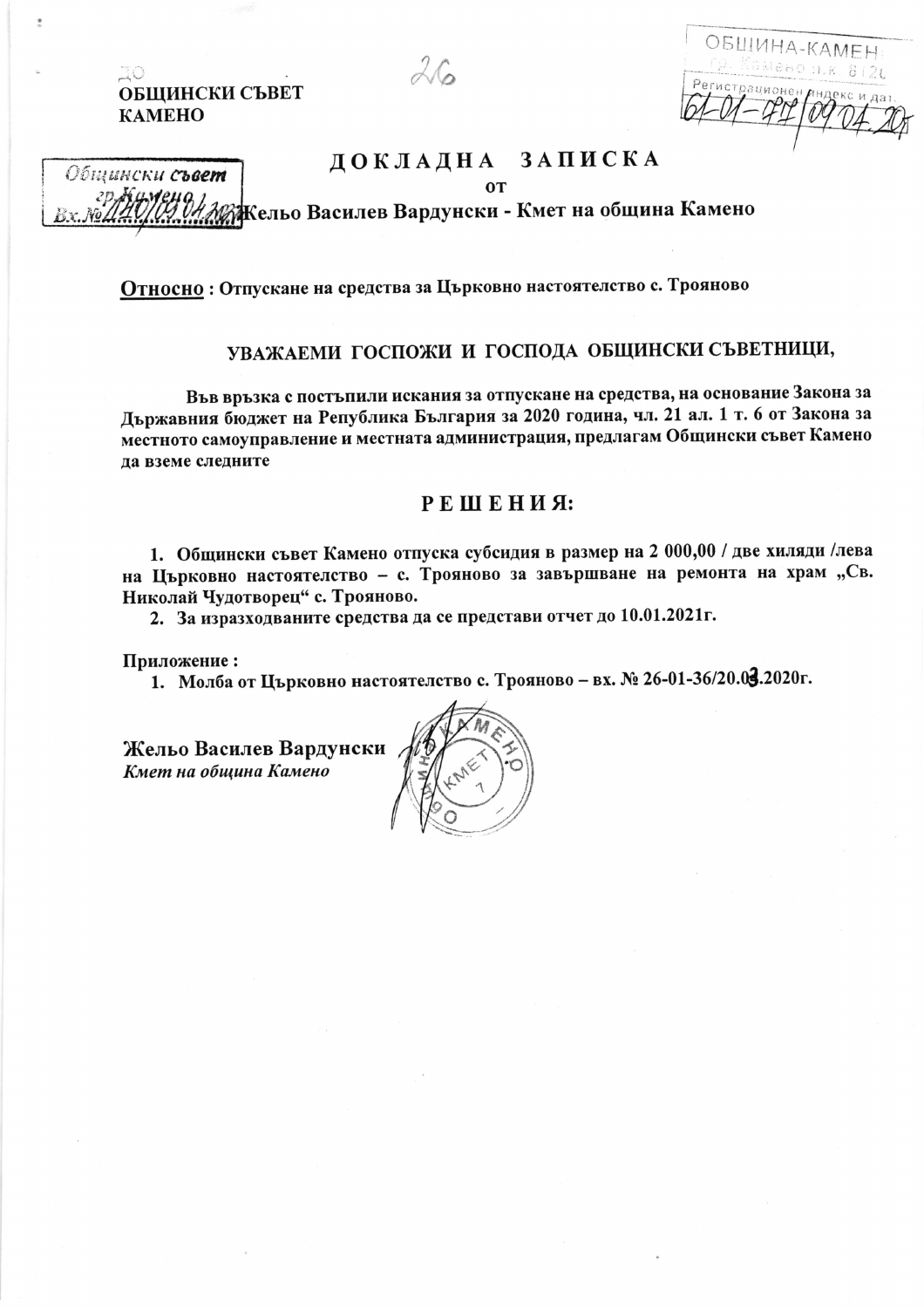ДО
**ОБЩИНСКИ СЪВЕТ**
**КАМЕНО**

# Д О К Л А Д Н А  З А П И С К А

**от**

**Жельо Василев Вардунски - Кмет на община Камено**

**Относно : Отпускане на средства за Църковно настоятелство с. Трояново**

**УВАЖАЕМИ ГОСПОЖИ И ГОСПОДА ОБЩИНСКИ СЪВЕТНИЦИ,**

**Във връзка с постъпили искания за отпускане на средства, на основание Закона за Държавния бюджет на Република България за 2020 година, чл. 21 ал. 1 т. 6 от Закона за местното самоуправление и местната администрация, предлагам Общински съвет Камено да вземе следните**

## Р Е Ш Е Н И Я:

1. **Общински съвет Камено отпуска субсидия в размер на 2 000,00 / две хиляди /лева на Църковно настоятелство – с. Трояново за завършване на ремонта на храм „Св. Николай Чудотворец" с. Трояново.**
2. **За изразходваните средства да се представи отчет до 10.01.2021г.**

**Приложение :**

1. **Молба от Църковно настоятелство с. Трояново – вх. № 26-01-36/20.03.2020г.**

**Жельо Василев Вардунски**
***Кмет на община Камено***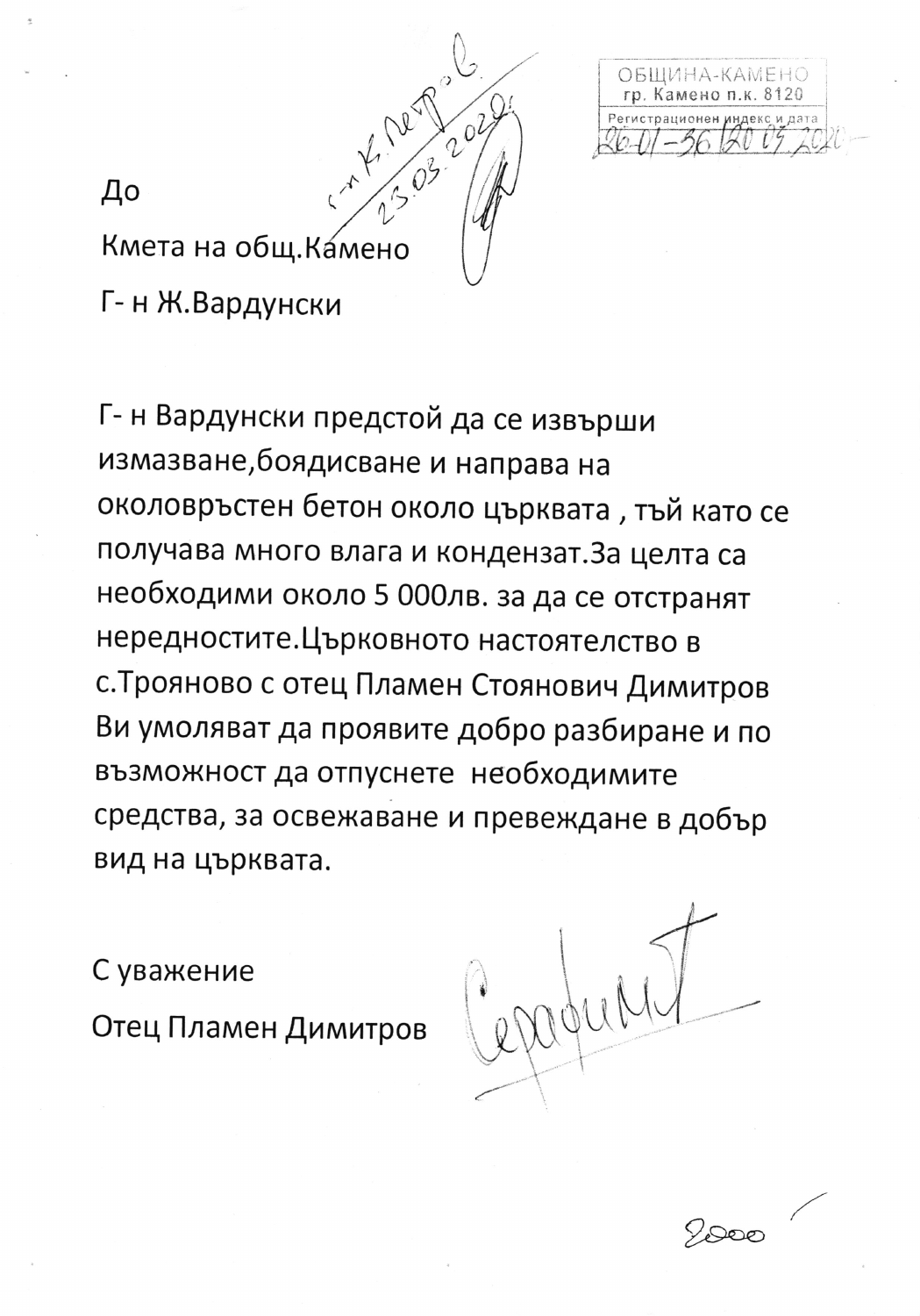ОБЩИНА-КАМЕНО
гр. Камено п.к. 8120
Регистрационен индекс и дата
26-01-36/20.03.2020

г-н К. Петров
23.03.2020

До

Кмета на общ.Камено

Г- н Ж.Вардунски

Г- н Вардунски предстой да се извърши измазване,боядисване и направа на околовръстен бетон около църквата , тъй като се получава много влага и кондензат.За целта са необходими около 5 000лв. за да се отстранят нередностите.Църковното настоятелство в с.Трояново с отец Пламен Стоянович Димитров Ви умоляват да проявите добро разбиране и по възможност да отпуснете необходимите средства, за освежаване и превеждане в добър вид на църквата.

С уважение

Отец Пламен Димитров

Серафим

2000